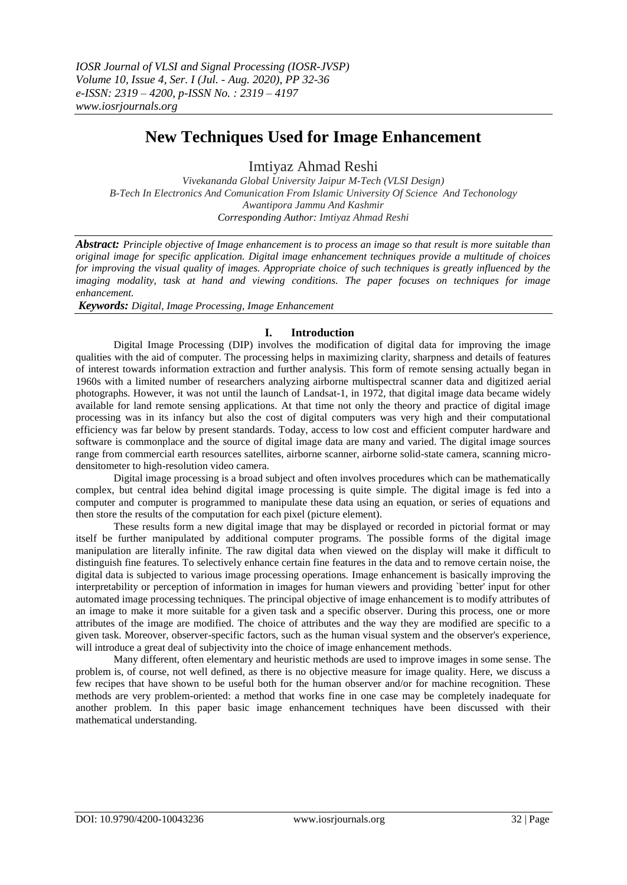# New Techniques Used for Image Enhancement

Imtiyaz Ahmad Reshi

*Vivekananda Global University Jaipur M-Tech (VLSI Design)*
*B-Tech In Electronics And Comunication From Islamic University Of Science And Techonology Awantipora Jammu And Kashmir*
*Corresponding Author: Imtiyaz Ahmad Reshi*

***Abstract:*** *Principle objective of Image enhancement is to process an image so that result is more suitable than original image for specific application. Digital image enhancement techniques provide a multitude of choices for improving the visual quality of images. Appropriate choice of such techniques is greatly influenced by the imaging modality, task at hand and viewing conditions. The paper focuses on techniques for image enhancement.*

***Keywords:*** *Digital, Image Processing, Image Enhancement*

## I. Introduction

Digital Image Processing (DIP) involves the modification of digital data for improving the image qualities with the aid of computer. The processing helps in maximizing clarity, sharpness and details of features of interest towards information extraction and further analysis. This form of remote sensing actually began in 1960s with a limited number of researchers analyzing airborne multispectral scanner data and digitized aerial photographs. However, it was not until the launch of Landsat-1, in 1972, that digital image data became widely available for land remote sensing applications. At that time not only the theory and practice of digital image processing was in its infancy but also the cost of digital computers was very high and their computational efficiency was far below by present standards. Today, access to low cost and efficient computer hardware and software is commonplace and the source of digital image data are many and varied. The digital image sources range from commercial earth resources satellites, airborne scanner, airborne solid-state camera, scanning micro-densitometer to high-resolution video camera.

Digital image processing is a broad subject and often involves procedures which can be mathematically complex, but central idea behind digital image processing is quite simple. The digital image is fed into a computer and computer is programmed to manipulate these data using an equation, or series of equations and then store the results of the computation for each pixel (picture element).

These results form a new digital image that may be displayed or recorded in pictorial format or may itself be further manipulated by additional computer programs. The possible forms of the digital image manipulation are literally infinite. The raw digital data when viewed on the display will make it difficult to distinguish fine features. To selectively enhance certain fine features in the data and to remove certain noise, the digital data is subjected to various image processing operations. Image enhancement is basically improving the interpretability or perception of information in images for human viewers and providing `better' input for other automated image processing techniques. The principal objective of image enhancement is to modify attributes of an image to make it more suitable for a given task and a specific observer. During this process, one or more attributes of the image are modified. The choice of attributes and the way they are modified are specific to a given task. Moreover, observer-specific factors, such as the human visual system and the observer's experience, will introduce a great deal of subjectivity into the choice of image enhancement methods.

Many different, often elementary and heuristic methods are used to improve images in some sense. The problem is, of course, not well defined, as there is no objective measure for image quality. Here, we discuss a few recipes that have shown to be useful both for the human observer and/or for machine recognition. These methods are very problem-oriented: a method that works fine in one case may be completely inadequate for another problem. In this paper basic image enhancement techniques have been discussed with their mathematical understanding.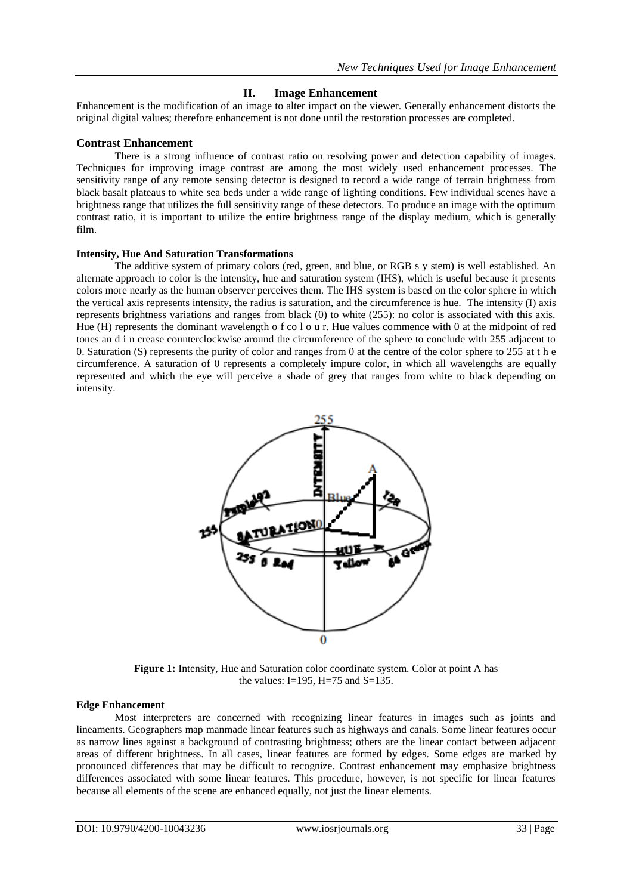## II. Image Enhancement

Enhancement is the modification of an image to alter impact on the viewer. Generally enhancement distorts the original digital values; therefore enhancement is not done until the restoration processes are completed.

### Contrast Enhancement

There is a strong influence of contrast ratio on resolving power and detection capability of images. Techniques for improving image contrast are among the most widely used enhancement processes. The sensitivity range of any remote sensing detector is designed to record a wide range of terrain brightness from black basalt plateaus to white sea beds under a wide range of lighting conditions. Few individual scenes have a brightness range that utilizes the full sensitivity range of these detectors. To produce an image with the optimum contrast ratio, it is important to utilize the entire brightness range of the display medium, which is generally film.

#### Intensity, Hue And Saturation Transformations

The additive system of primary colors (red, green, and blue, or RGB s y stem) is well established. An alternate approach to color is the intensity, hue and saturation system (IHS), which is useful because it presents colors more nearly as the human observer perceives them. The IHS system is based on the color sphere in which the vertical axis represents intensity, the radius is saturation, and the circumference is hue. The intensity (I) axis represents brightness variations and ranges from black (0) to white (255): no color is associated with this axis. Hue (H) represents the dominant wavelength o f co l o u r. Hue values commence with 0 at the midpoint of red tones an d i n crease counterclockwise around the circumference of the sphere to conclude with 255 adjacent to 0. Saturation (S) represents the purity of color and ranges from 0 at the centre of the color sphere to 255 at t h e circumference. A saturation of 0 represents a completely impure color, in which all wavelengths are equally represented and which the eye will perceive a shade of grey that ranges from white to black depending on intensity.

**Figure 1:** Intensity, Hue and Saturation color coordinate system. Color at point A has the values: I=195, H=75 and S=135.

#### Edge Enhancement

Most interpreters are concerned with recognizing linear features in images such as joints and lineaments. Geographers map manmade linear features such as highways and canals. Some linear features occur as narrow lines against a background of contrasting brightness; others are the linear contact between adjacent areas of different brightness. In all cases, linear features are formed by edges. Some edges are marked by pronounced differences that may be difficult to recognize. Contrast enhancement may emphasize brightness differences associated with some linear features. This procedure, however, is not specific for linear features because all elements of the scene are enhanced equally, not just the linear elements.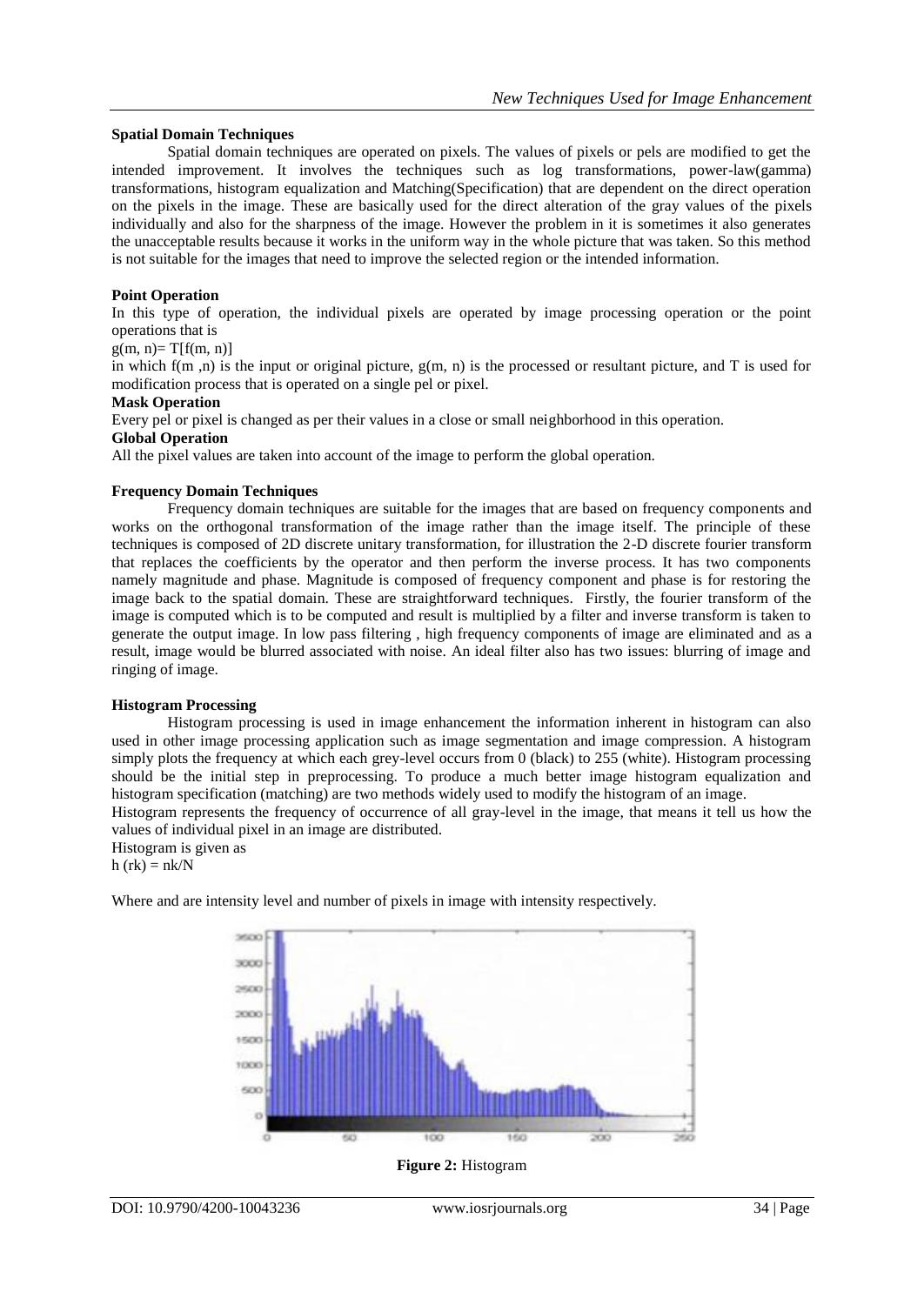### Spatial Domain Techniques

Spatial domain techniques are operated on pixels. The values of pixels or pels are modified to get the intended improvement. It involves the techniques such as log transformations, power-law(gamma) transformations, histogram equalization and Matching(Specification) that are dependent on the direct operation on the pixels in the image. These are basically used for the direct alteration of the gray values of the pixels individually and also for the sharpness of the image. However the problem in it is sometimes it also generates the unacceptable results because it works in the uniform way in the whole picture that was taken. So this method is not suitable for the images that need to improve the selected region or the intended information.

### Point Operation

In this type of operation, the individual pixels are operated by image processing operation or the point operations that is

$g(m, n) = T[f(m, n)]$

in which $f(m, n)$ is the input or original picture, $g(m, n)$ is the processed or resultant picture, and T is used for modification process that is operated on a single pel or pixel.

### Mask Operation

Every pel or pixel is changed as per their values in a close or small neighborhood in this operation.

### Global Operation

All the pixel values are taken into account of the image to perform the global operation.

### Frequency Domain Techniques

Frequency domain techniques are suitable for the images that are based on frequency components and works on the orthogonal transformation of the image rather than the image itself. The principle of these techniques is composed of 2D discrete unitary transformation, for illustration the 2-D discrete fourier transform that replaces the coefficients by the operator and then perform the inverse process. It has two components namely magnitude and phase. Magnitude is composed of frequency component and phase is for restoring the image back to the spatial domain. These are straightforward techniques. Firstly, the fourier transform of the image is computed which is to be computed and result is multiplied by a filter and inverse transform is taken to generate the output image. In low pass filtering , high frequency components of image are eliminated and as a result, image would be blurred associated with noise. An ideal filter also has two issues: blurring of image and ringing of image.

### Histogram Processing

Histogram processing is used in image enhancement the information inherent in histogram can also used in other image processing application such as image segmentation and image compression. A histogram simply plots the frequency at which each grey-level occurs from 0 (black) to 255 (white). Histogram processing should be the initial step in preprocessing. To produce a much better image histogram equalization and histogram specification (matching) are two methods widely used to modify the histogram of an image.

Histogram represents the frequency of occurrence of all gray-level in the image, that means it tell us how the values of individual pixel in an image are distributed.

Histogram is given as

$h(r_k) = n_k/N$

Where and are intensity level and number of pixels in image with intensity respectively.

**Figure 2:** Histogram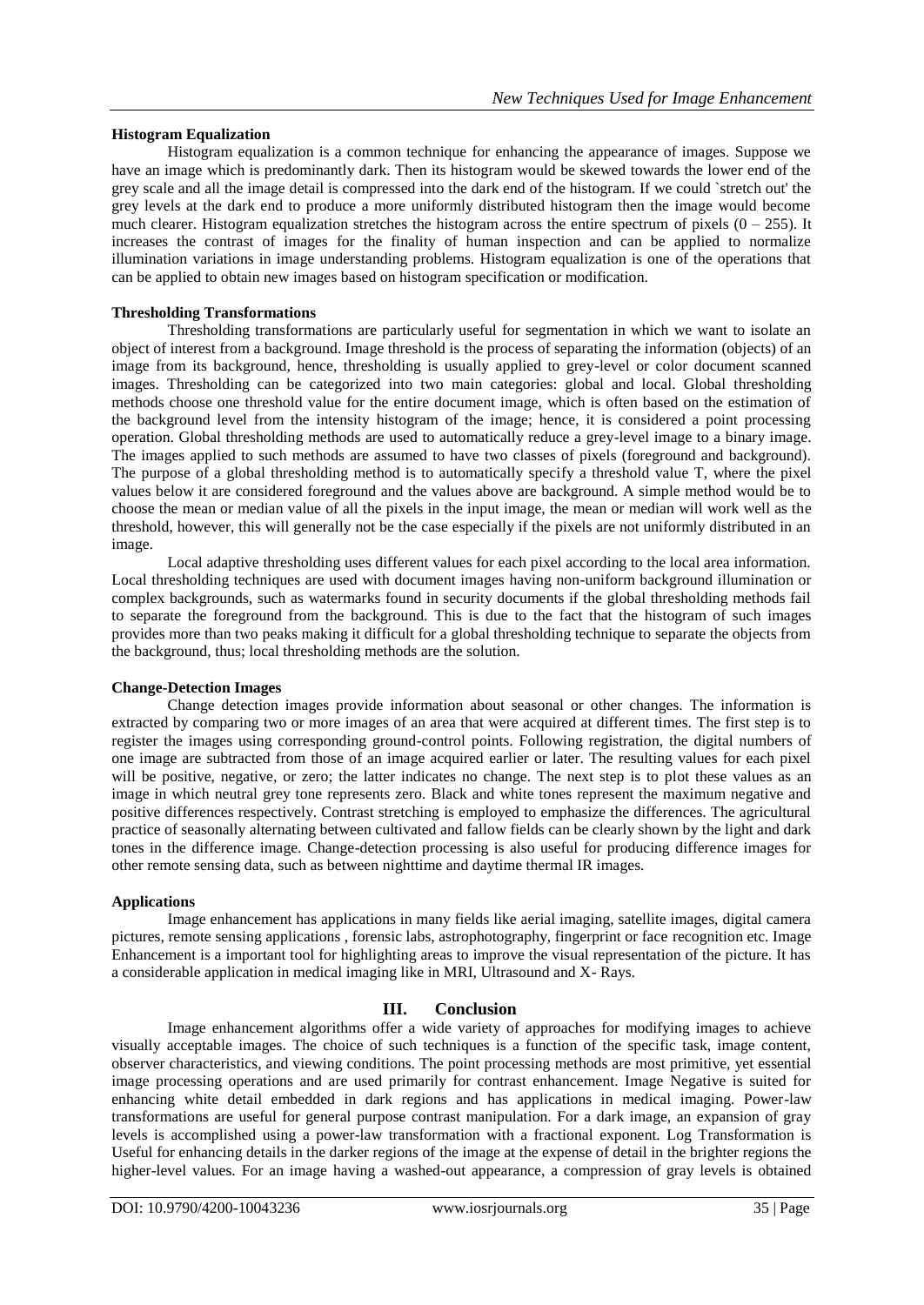**Histogram Equalization**

Histogram equalization is a common technique for enhancing the appearance of images. Suppose we have an image which is predominantly dark. Then its histogram would be skewed towards the lower end of the grey scale and all the image detail is compressed into the dark end of the histogram. If we could `stretch out' the grey levels at the dark end to produce a more uniformly distributed histogram then the image would become much clearer. Histogram equalization stretches the histogram across the entire spectrum of pixels (0 – 255). It increases the contrast of images for the finality of human inspection and can be applied to normalize illumination variations in image understanding problems. Histogram equalization is one of the operations that can be applied to obtain new images based on histogram specification or modification.

**Thresholding Transformations**

Thresholding transformations are particularly useful for segmentation in which we want to isolate an object of interest from a background. Image threshold is the process of separating the information (objects) of an image from its background, hence, thresholding is usually applied to grey-level or color document scanned images. Thresholding can be categorized into two main categories: global and local. Global thresholding methods choose one threshold value for the entire document image, which is often based on the estimation of the background level from the intensity histogram of the image; hence, it is considered a point processing operation. Global thresholding methods are used to automatically reduce a grey-level image to a binary image. The images applied to such methods are assumed to have two classes of pixels (foreground and background). The purpose of a global thresholding method is to automatically specify a threshold value T, where the pixel values below it are considered foreground and the values above are background. A simple method would be to choose the mean or median value of all the pixels in the input image, the mean or median will work well as the threshold, however, this will generally not be the case especially if the pixels are not uniformly distributed in an image.

Local adaptive thresholding uses different values for each pixel according to the local area information. Local thresholding techniques are used with document images having non-uniform background illumination or complex backgrounds, such as watermarks found in security documents if the global thresholding methods fail to separate the foreground from the background. This is due to the fact that the histogram of such images provides more than two peaks making it difficult for a global thresholding technique to separate the objects from the background, thus; local thresholding methods are the solution.

**Change-Detection Images**

Change detection images provide information about seasonal or other changes. The information is extracted by comparing two or more images of an area that were acquired at different times. The first step is to register the images using corresponding ground-control points. Following registration, the digital numbers of one image are subtracted from those of an image acquired earlier or later. The resulting values for each pixel will be positive, negative, or zero; the latter indicates no change. The next step is to plot these values as an image in which neutral grey tone represents zero. Black and white tones represent the maximum negative and positive differences respectively. Contrast stretching is employed to emphasize the differences. The agricultural practice of seasonally alternating between cultivated and fallow fields can be clearly shown by the light and dark tones in the difference image. Change-detection processing is also useful for producing difference images for other remote sensing data, such as between nighttime and daytime thermal IR images.

**Applications**

Image enhancement has applications in many fields like aerial imaging, satellite images, digital camera pictures, remote sensing applications , forensic labs, astrophotography, fingerprint or face recognition etc. Image Enhancement is a important tool for highlighting areas to improve the visual representation of the picture. It has a considerable application in medical imaging like in MRI, Ultrasound and X- Rays.

## III. Conclusion

Image enhancement algorithms offer a wide variety of approaches for modifying images to achieve visually acceptable images. The choice of such techniques is a function of the specific task, image content, observer characteristics, and viewing conditions. The point processing methods are most primitive, yet essential image processing operations and are used primarily for contrast enhancement. Image Negative is suited for enhancing white detail embedded in dark regions and has applications in medical imaging. Power-law transformations are useful for general purpose contrast manipulation. For a dark image, an expansion of gray levels is accomplished using a power-law transformation with a fractional exponent. Log Transformation is Useful for enhancing details in the darker regions of the image at the expense of detail in the brighter regions the higher-level values. For an image having a washed-out appearance, a compression of gray levels is obtained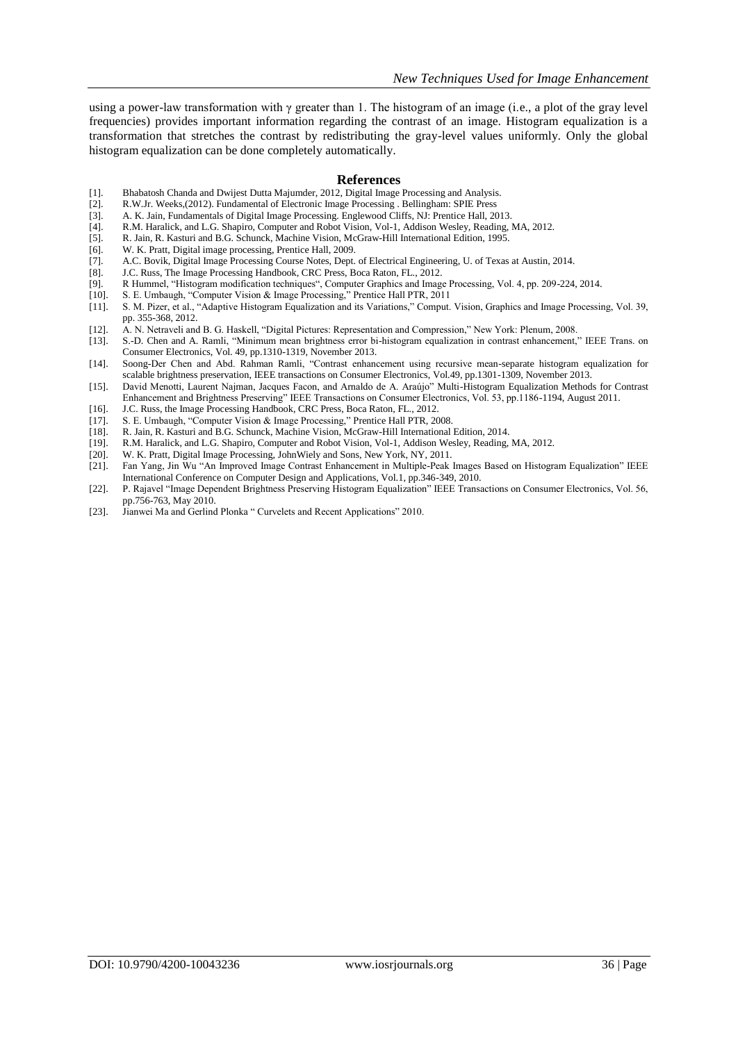using a power-law transformation with γ greater than 1. The histogram of an image (i.e., a plot of the gray level frequencies) provides important information regarding the contrast of an image. Histogram equalization is a transformation that stretches the contrast by redistributing the gray-level values uniformly. Only the global histogram equalization can be done completely automatically.

## References

[1]. Bhabatosh Chanda and Dwijest Dutta Majumder, 2012, Digital Image Processing and Analysis.

[2]. R.W.Jr. Weeks,(2012). Fundamental of Electronic Image Processing . Bellingham: SPIE Press

[3]. A. K. Jain, Fundamentals of Digital Image Processing. Englewood Cliffs, NJ: Prentice Hall, 2013.

[4]. R.M. Haralick, and L.G. Shapiro, Computer and Robot Vision, Vol-1, Addison Wesley, Reading, MA, 2012.

[5]. R. Jain, R. Kasturi and B.G. Schunck, Machine Vision, McGraw-Hill International Edition, 1995.

[6]. W. K. Pratt, Digital image processing, Prentice Hall, 2009.

[7]. A.C. Bovik, Digital Image Processing Course Notes, Dept. of Electrical Engineering, U. of Texas at Austin, 2014.

[8]. J.C. Russ, The Image Processing Handbook, CRC Press, Boca Raton, FL., 2012.

[9]. R Hummel, "Histogram modification techniques", Computer Graphics and Image Processing, Vol. 4, pp. 209-224, 2014.

[10]. S. E. Umbaugh, "Computer Vision & Image Processing," Prentice Hall PTR, 2011

[11]. S. M. Pizer, et al., "Adaptive Histogram Equalization and its Variations," Comput. Vision, Graphics and Image Processing, Vol. 39, pp. 355-368, 2012.

[12]. A. N. Netraveli and B. G. Haskell, "Digital Pictures: Representation and Compression," New York: Plenum, 2008.

[13]. S.-D. Chen and A. Ramli, "Minimum mean brightness error bi-histogram equalization in contrast enhancement," IEEE Trans. on Consumer Electronics, Vol. 49, pp.1310-1319, November 2013.

[14]. Soong-Der Chen and Abd. Rahman Ramli, "Contrast enhancement using recursive mean-separate histogram equalization for scalable brightness preservation, IEEE transactions on Consumer Electronics, Vol.49, pp.1301-1309, November 2013.

[15]. David Menotti, Laurent Najman, Jacques Facon, and Arnaldo de A. Araújo" Multi-Histogram Equalization Methods for Contrast Enhancement and Brightness Preserving" IEEE Transactions on Consumer Electronics, Vol. 53, pp.1186-1194, August 2011.

[16]. J.C. Russ, the Image Processing Handbook, CRC Press, Boca Raton, FL., 2012.

[17]. S. E. Umbaugh, "Computer Vision & Image Processing," Prentice Hall PTR, 2008.

[18]. R. Jain, R. Kasturi and B.G. Schunck, Machine Vision, McGraw-Hill International Edition, 2014.

[19]. R.M. Haralick, and L.G. Shapiro, Computer and Robot Vision, Vol-1, Addison Wesley, Reading, MA, 2012.

[20]. W. K. Pratt, Digital Image Processing, JohnWiely and Sons, New York, NY, 2011.

[21]. Fan Yang, Jin Wu "An Improved Image Contrast Enhancement in Multiple-Peak Images Based on Histogram Equalization" IEEE International Conference on Computer Design and Applications, Vol.1, pp.346-349, 2010.

[22]. P. Rajavel "Image Dependent Brightness Preserving Histogram Equalization" IEEE Transactions on Consumer Electronics, Vol. 56, pp.756-763, May 2010.

[23]. Jianwei Ma and Gerlind Plonka " Curvelets and Recent Applications" 2010.